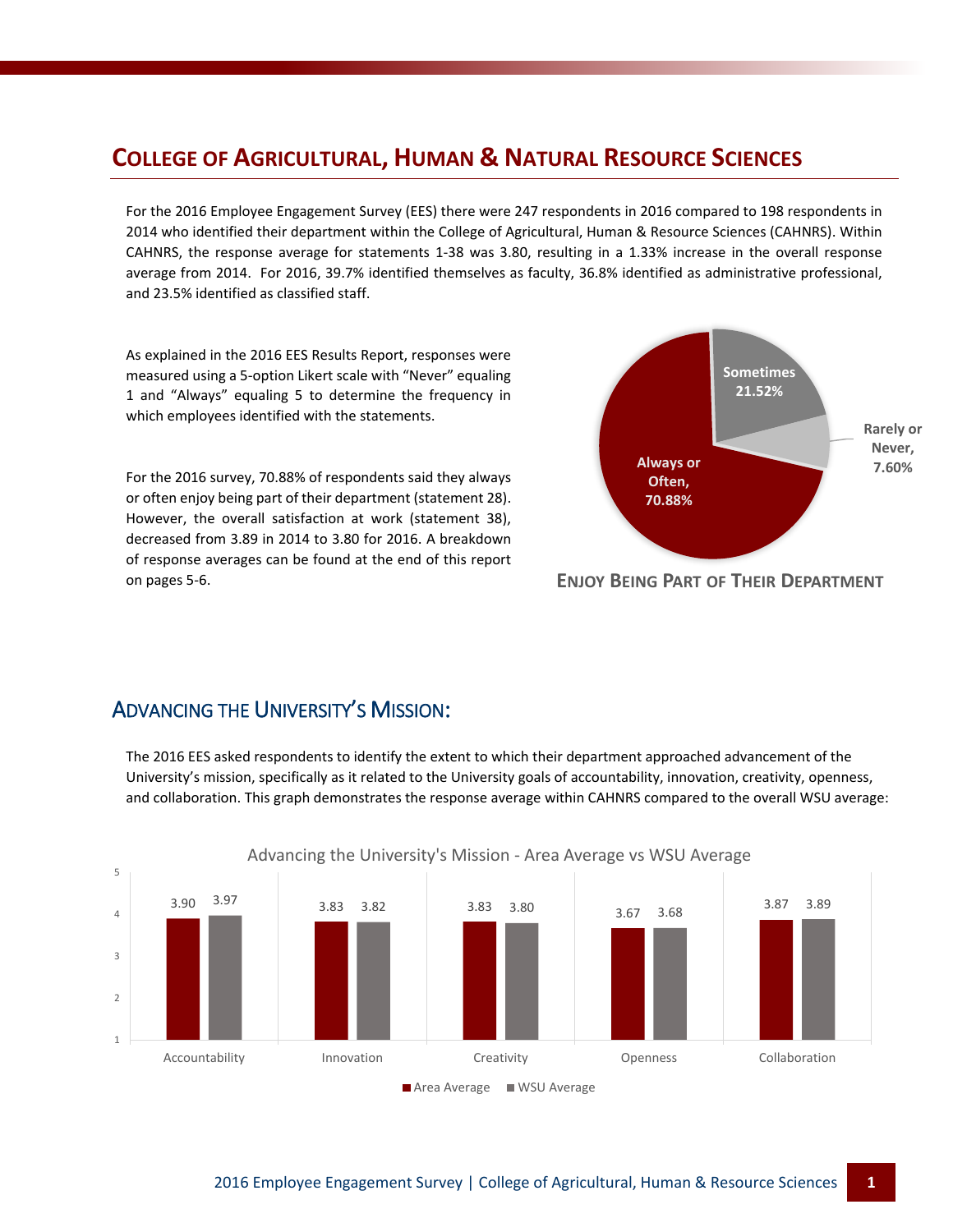## College of Agricultural, Human & Natural Resource Sciences

For the 2016 Employee Engagement Survey (EES) there were 247 respondents in 2016 compared to 198 respondents in 2014 who identified their department within the College of Agricultural, Human & Resource Sciences (CAHNRS). Within CAHNRS, the response average for statements 1-38 was 3.80, resulting in a 1.33% increase in the overall response average from 2014. For 2016, 39.7% identified themselves as faculty, 36.8% identified as administrative professional, and 23.5% identified as classified staff.

As explained in the 2016 EES Results Report, responses were measured using a 5-option Likert scale with "Never" equaling 1 and "Always" equaling 5 to determine the frequency in which employees identified with the statements.

For the 2016 survey, 70.88% of respondents said they always or often enjoy being part of their department (statement 28). However, the overall satisfaction at work (statement 38), decreased from 3.89 in 2014 to 3.80 for 2016. A breakdown of response averages can be found at the end of this report on pages 5-6.

**Enjoy Being Part of Their Department**

| Response | Percentage |
|---|---|
| Always or Often | 70.88% |
| Sometimes | 21.52% |
| Rarely or Never | 7.60% |

## Advancing the University's Mission:

The 2016 EES asked respondents to identify the extent to which their department approached advancement of the University's mission, specifically as it related to the University goals of accountability, innovation, creativity, openness, and collaboration. This graph demonstrates the response average within CAHNRS compared to the overall WSU average:

**Advancing the University's Mission - Area Average vs WSU Average**

| | Area Average | WSU Average |
|---|---|---|
| Accountability | 3.90 | 3.97 |
| Innovation | 3.83 | 3.82 |
| Creativity | 3.83 | 3.80 |
| Openness | 3.67 | 3.68 |
| Collaboration | 3.87 | 3.89 |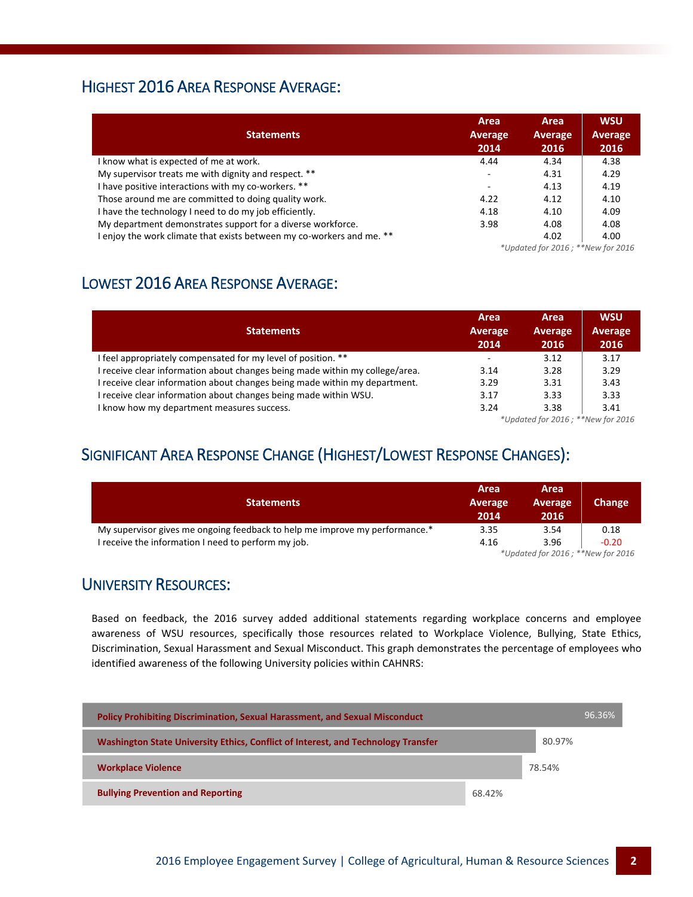## Highest 2016 Area Response Average:

| Statements | Area Average 2014 | Area Average 2016 | WSU Average 2016 |
|---|---|---|---|
| I know what is expected of me at work. | 4.44 | 4.34 | 4.38 |
| My supervisor treats me with dignity and respect. ** | - | 4.31 | 4.29 |
| I have positive interactions with my co-workers. ** | - | 4.13 | 4.19 |
| Those around me are committed to doing quality work. | 4.22 | 4.12 | 4.10 |
| I have the technology I need to do my job efficiently. | 4.18 | 4.10 | 4.09 |
| My department demonstrates support for a diverse workforce. | 3.98 | 4.08 | 4.08 |
| I enjoy the work climate that exists between my co-workers and me. ** | | 4.02 | 4.00 |

*Updated for 2016 ; **New for 2016

## Lowest 2016 Area Response Average:

| Statements | Area Average 2014 | Area Average 2016 | WSU Average 2016 |
|---|---|---|---|
| I feel appropriately compensated for my level of position. ** | - | 3.12 | 3.17 |
| I receive clear information about changes being made within my college/area. | 3.14 | 3.28 | 3.29 |
| I receive clear information about changes being made within my department. | 3.29 | 3.31 | 3.43 |
| I receive clear information about changes being made within WSU. | 3.17 | 3.33 | 3.33 |
| I know how my department measures success. | 3.24 | 3.38 | 3.41 |

*Updated for 2016 ; **New for 2016

## Significant Area Response Change (Highest/Lowest Response Changes):

| Statements | Area Average 2014 | Area Average 2016 | Change |
|---|---|---|---|
| My supervisor gives me ongoing feedback to help me improve my performance.* | 3.35 | 3.54 | 0.18 |
| I receive the information I need to perform my job. | 4.16 | 3.96 | -0.20 |

*Updated for 2016 ; **New for 2016

## University Resources:

Based on feedback, the 2016 survey added additional statements regarding workplace concerns and employee awareness of WSU resources, specifically those resources related to Workplace Violence, Bullying, State Ethics, Discrimination, Sexual Harassment and Sexual Misconduct. This graph demonstrates the percentage of employees who identified awareness of the following University policies within CAHNRS:

| Policy | Awareness |
|---|---|
| Policy Prohibiting Discrimination, Sexual Harassment, and Sexual Misconduct | 96.36% |
| Washington State University Ethics, Conflict of Interest, and Technology Transfer | 80.97% |
| Workplace Violence | 78.54% |
| Bullying Prevention and Reporting | 68.42% |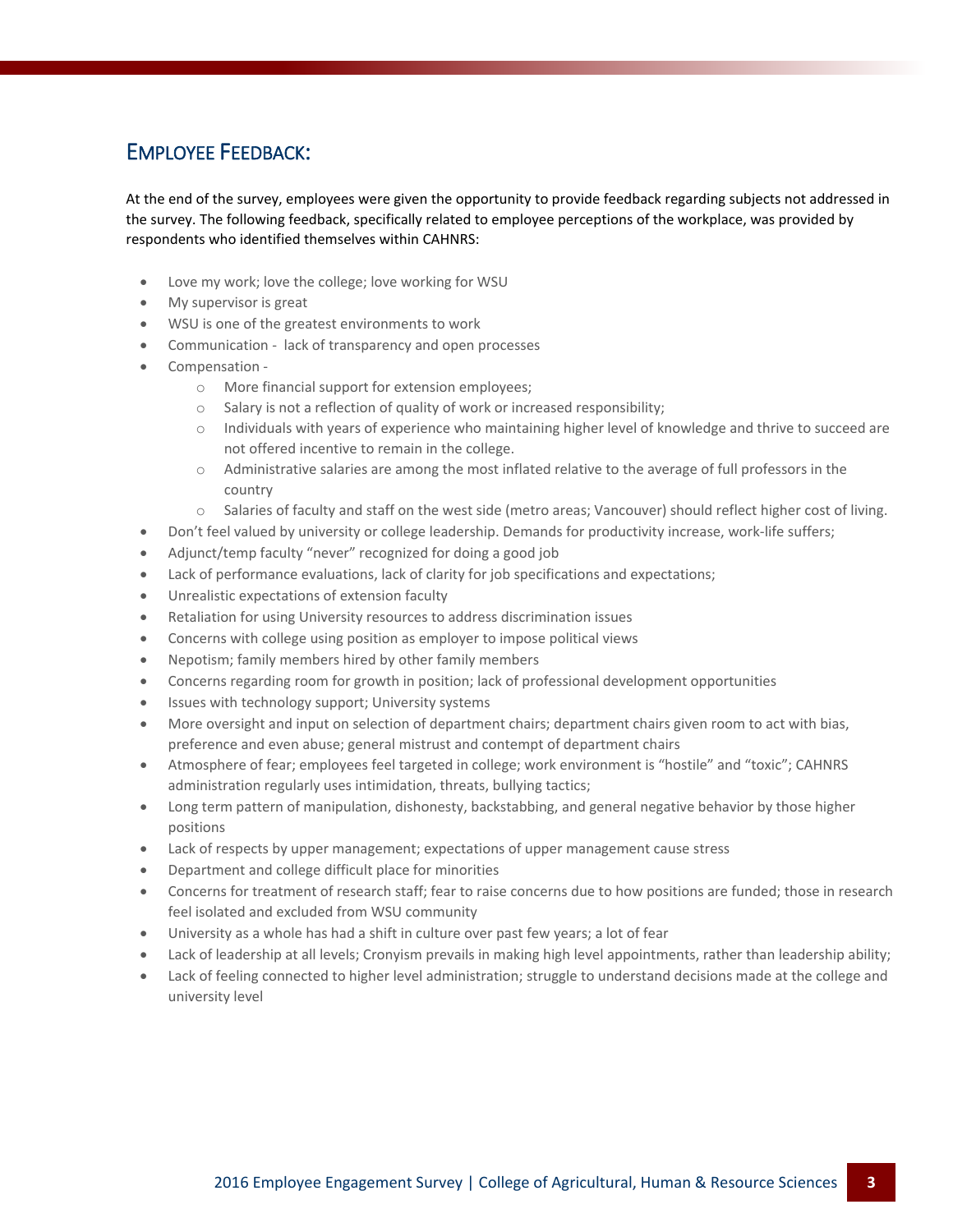## Employee Feedback:

At the end of the survey, employees were given the opportunity to provide feedback regarding subjects not addressed in the survey. The following feedback, specifically related to employee perceptions of the workplace, was provided by respondents who identified themselves within CAHNRS:

- Love my work; love the college; love working for WSU
- My supervisor is great
- WSU is one of the greatest environments to work
- Communication - lack of transparency and open processes
- Compensation -
  - More financial support for extension employees;
  - Salary is not a reflection of quality of work or increased responsibility;
  - Individuals with years of experience who maintaining higher level of knowledge and thrive to succeed are not offered incentive to remain in the college.
  - Administrative salaries are among the most inflated relative to the average of full professors in the country
  - Salaries of faculty and staff on the west side (metro areas; Vancouver) should reflect higher cost of living.
- Don't feel valued by university or college leadership. Demands for productivity increase, work-life suffers;
- Adjunct/temp faculty "never" recognized for doing a good job
- Lack of performance evaluations, lack of clarity for job specifications and expectations;
- Unrealistic expectations of extension faculty
- Retaliation for using University resources to address discrimination issues
- Concerns with college using position as employer to impose political views
- Nepotism; family members hired by other family members
- Concerns regarding room for growth in position; lack of professional development opportunities
- Issues with technology support; University systems
- More oversight and input on selection of department chairs; department chairs given room to act with bias, preference and even abuse; general mistrust and contempt of department chairs
- Atmosphere of fear; employees feel targeted in college; work environment is "hostile" and "toxic"; CAHNRS administration regularly uses intimidation, threats, bullying tactics;
- Long term pattern of manipulation, dishonesty, backstabbing, and general negative behavior by those higher positions
- Lack of respects by upper management; expectations of upper management cause stress
- Department and college difficult place for minorities
- Concerns for treatment of research staff; fear to raise concerns due to how positions are funded; those in research feel isolated and excluded from WSU community
- University as a whole has had a shift in culture over past few years; a lot of fear
- Lack of leadership at all levels; Cronyism prevails in making high level appointments, rather than leadership ability;
- Lack of feeling connected to higher level administration; struggle to understand decisions made at the college and university level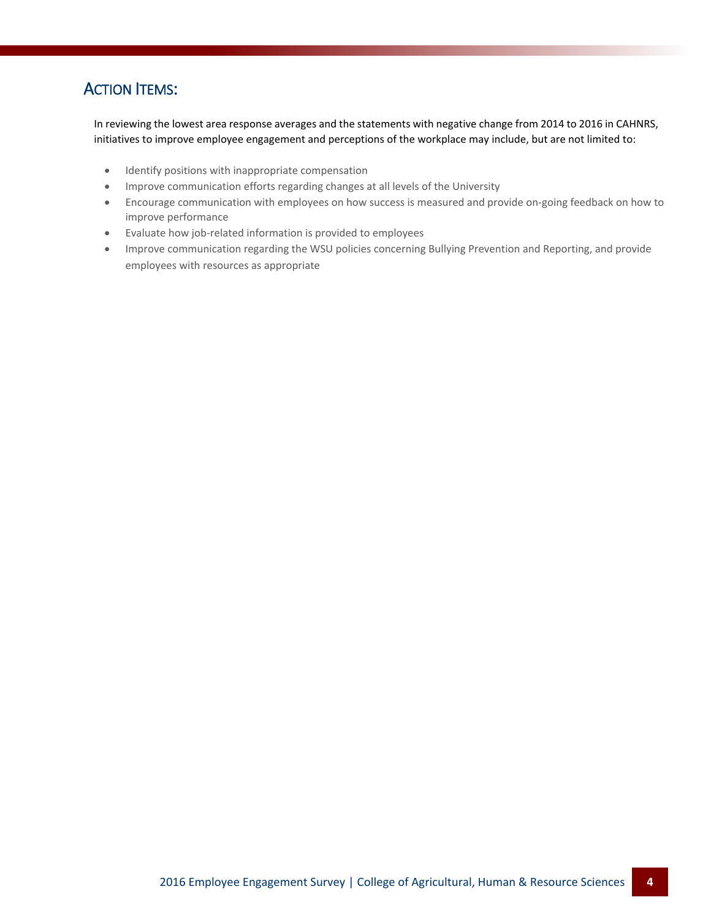## ACTION ITEMS:

In reviewing the lowest area response averages and the statements with negative change from 2014 to 2016 in CAHNRS, initiatives to improve employee engagement and perceptions of the workplace may include, but are not limited to:

- Identify positions with inappropriate compensation
- Improve communication efforts regarding changes at all levels of the University
- Encourage communication with employees on how success is measured and provide on-going feedback on how to improve performance
- Evaluate how job-related information is provided to employees
- Improve communication regarding the WSU policies concerning Bullying Prevention and Reporting, and provide employees with resources as appropriate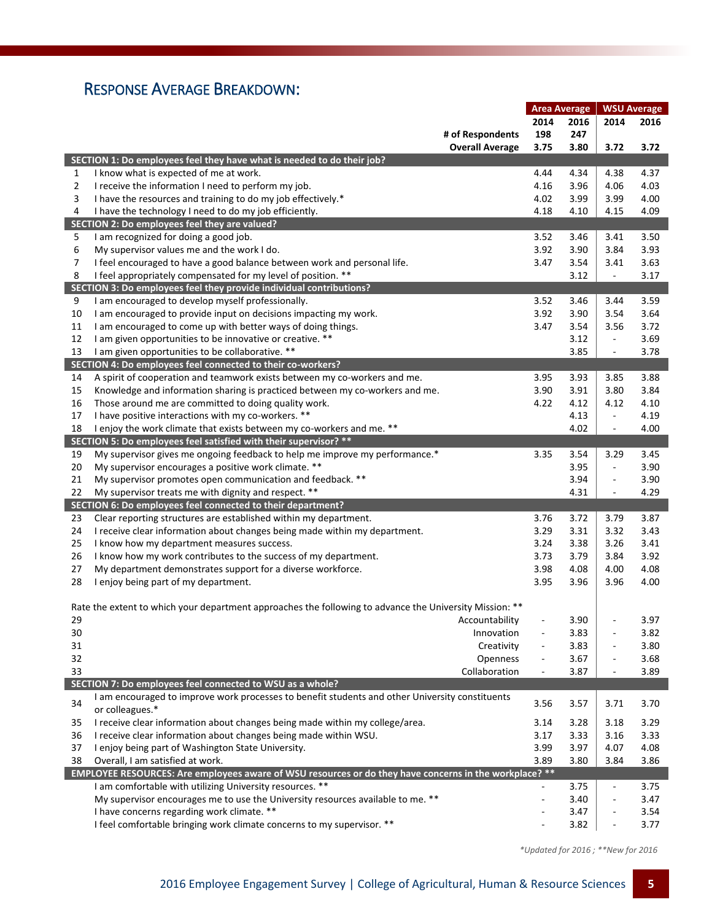## Response Average Breakdown:

| # | Item | Area Average 2014 | Area Average 2016 | WSU Average 2014 | WSU Average 2016 |
|---|---|---|---|---|---|
| | # of Respondents | 198 | 247 | | |
| | Overall Average | 3.75 | 3.80 | 3.72 | 3.72 |
| | **SECTION 1: Do employees feel they have what is needed to do their job?** | | | | |
| 1 | I know what is expected of me at work. | 4.44 | 4.34 | 4.38 | 4.37 |
| 2 | I receive the information I need to perform my job. | 4.16 | 3.96 | 4.06 | 4.03 |
| 3 | I have the resources and training to do my job effectively.* | 4.02 | 3.99 | 3.99 | 4.00 |
| 4 | I have the technology I need to do my job efficiently. | 4.18 | 4.10 | 4.15 | 4.09 |
| | **SECTION 2: Do employees feel they are valued?** | | | | |
| 5 | I am recognized for doing a good job. | 3.52 | 3.46 | 3.41 | 3.50 |
| 6 | My supervisor values me and the work I do. | 3.92 | 3.90 | 3.84 | 3.93 |
| 7 | I feel encouraged to have a good balance between work and personal life. | 3.47 | 3.54 | 3.41 | 3.63 |
| 8 | I feel appropriately compensated for my level of position. ** | | 3.12 | - | 3.17 |
| | **SECTION 3: Do employees feel they provide individual contributions?** | | | | |
| 9 | I am encouraged to develop myself professionally. | 3.52 | 3.46 | 3.44 | 3.59 |
| 10 | I am encouraged to provide input on decisions impacting my work. | 3.92 | 3.90 | 3.54 | 3.64 |
| 11 | I am encouraged to come up with better ways of doing things. | 3.47 | 3.54 | 3.56 | 3.72 |
| 12 | I am given opportunities to be innovative or creative. ** | | 3.12 | - | 3.69 |
| 13 | I am given opportunities to be collaborative. ** | | 3.85 | - | 3.78 |
| | **SECTION 4: Do employees feel connected to their co-workers?** | | | | |
| 14 | A spirit of cooperation and teamwork exists between my co-workers and me. | 3.95 | 3.93 | 3.85 | 3.88 |
| 15 | Knowledge and information sharing is practiced between my co-workers and me. | 3.90 | 3.91 | 3.80 | 3.84 |
| 16 | Those around me are committed to doing quality work. | 4.22 | 4.12 | 4.12 | 4.10 |
| 17 | I have positive interactions with my co-workers. ** | | 4.13 | - | 4.19 |
| 18 | I enjoy the work climate that exists between my co-workers and me. ** | | 4.02 | - | 4.00 |
| | **SECTION 5: Do employees feel satisfied with their supervisor? ** ** | | | | |
| 19 | My supervisor gives me ongoing feedback to help me improve my performance.* | 3.35 | 3.54 | 3.29 | 3.45 |
| 20 | My supervisor encourages a positive work climate. ** | | 3.95 | - | 3.90 |
| 21 | My supervisor promotes open communication and feedback. ** | | 3.94 | - | 3.90 |
| 22 | My supervisor treats me with dignity and respect. ** | | 4.31 | - | 4.29 |
| | **SECTION 6: Do employees feel connected to their department?** | | | | |
| 23 | Clear reporting structures are established within my department. | 3.76 | 3.72 | 3.79 | 3.87 |
| 24 | I receive clear information about changes being made within my department. | 3.29 | 3.31 | 3.32 | 3.43 |
| 25 | I know how my department measures success. | 3.24 | 3.38 | 3.26 | 3.41 |
| 26 | I know how my work contributes to the success of my department. | 3.73 | 3.79 | 3.84 | 3.92 |
| 27 | My department demonstrates support for a diverse workforce. | 3.98 | 4.08 | 4.00 | 4.08 |
| 28 | I enjoy being part of my department. | 3.95 | 3.96 | 3.96 | 4.00 |
| | Rate the extent to which your department approaches the following to advance the University Mission: ** | | | | |
| 29 | Accountability | - | 3.90 | - | 3.97 |
| 30 | Innovation | - | 3.83 | - | 3.82 |
| 31 | Creativity | - | 3.83 | - | 3.80 |
| 32 | Openness | - | 3.67 | - | 3.68 |
| 33 | Collaboration | - | 3.87 | - | 3.89 |
| | **SECTION 7: Do employees feel connected to WSU as a whole?** | | | | |
| 34 | I am encouraged to improve work processes to benefit students and other University constituents or colleagues.* | 3.56 | 3.57 | 3.71 | 3.70 |
| 35 | I receive clear information about changes being made within my college/area. | 3.14 | 3.28 | 3.18 | 3.29 |
| 36 | I receive clear information about changes being made within WSU. | 3.17 | 3.33 | 3.16 | 3.33 |
| 37 | I enjoy being part of Washington State University. | 3.99 | 3.97 | 4.07 | 4.08 |
| 38 | Overall, I am satisfied at work. | 3.89 | 3.80 | 3.84 | 3.86 |
| | **EMPLOYEE RESOURCES: Are employees aware of WSU resources or do they have concerns in the workplace? ** ** | | | | |
| | I am comfortable with utilizing University resources. ** | - | 3.75 | - | 3.75 |
| | My supervisor encourages me to use the University resources available to me. ** | - | 3.40 | - | 3.47 |
| | I have concerns regarding work climate. ** | - | 3.47 | - | 3.54 |
| | I feel comfortable bringing work climate concerns to my supervisor. ** | - | 3.82 | - | 3.77 |

*\*Updated for 2016 ; \*\*New for 2016*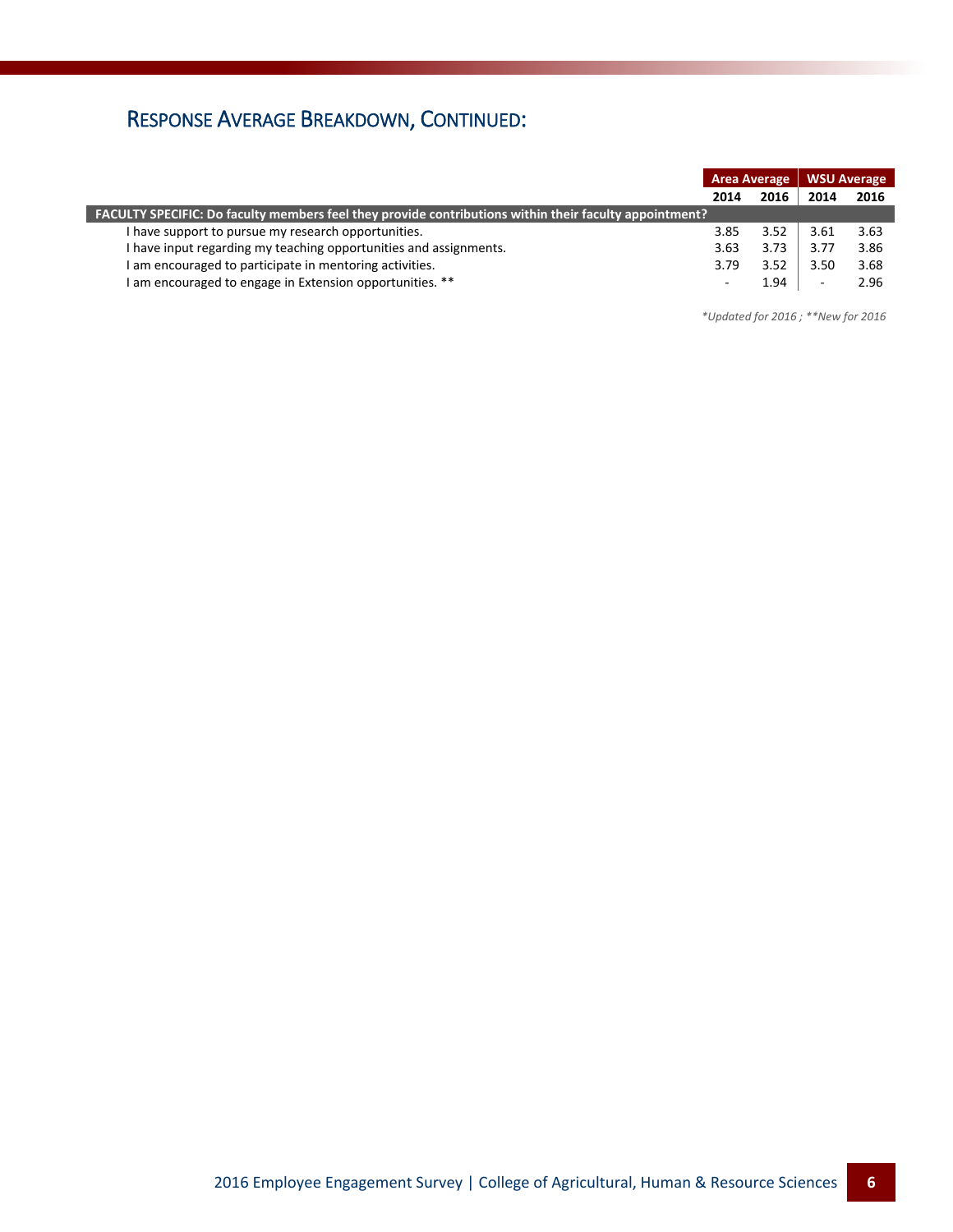## Response Average Breakdown, Continued:

| | Area Average | | WSU Average | |
|---|---|---|---|---|
| | **2014** | **2016** | **2014** | **2016** |
| **FACULTY SPECIFIC: Do faculty members feel they provide contributions within their faculty appointment?** | | | | |
| I have support to pursue my research opportunities. | 3.85 | 3.52 | 3.61 | 3.63 |
| I have input regarding my teaching opportunities and assignments. | 3.63 | 3.73 | 3.77 | 3.86 |
| I am encouraged to participate in mentoring activities. | 3.79 | 3.52 | 3.50 | 3.68 |
| I am encouraged to engage in Extension opportunities. ** | - | 1.94 | - | 2.96 |

*\*Updated for 2016 ; \*\*New for 2016*